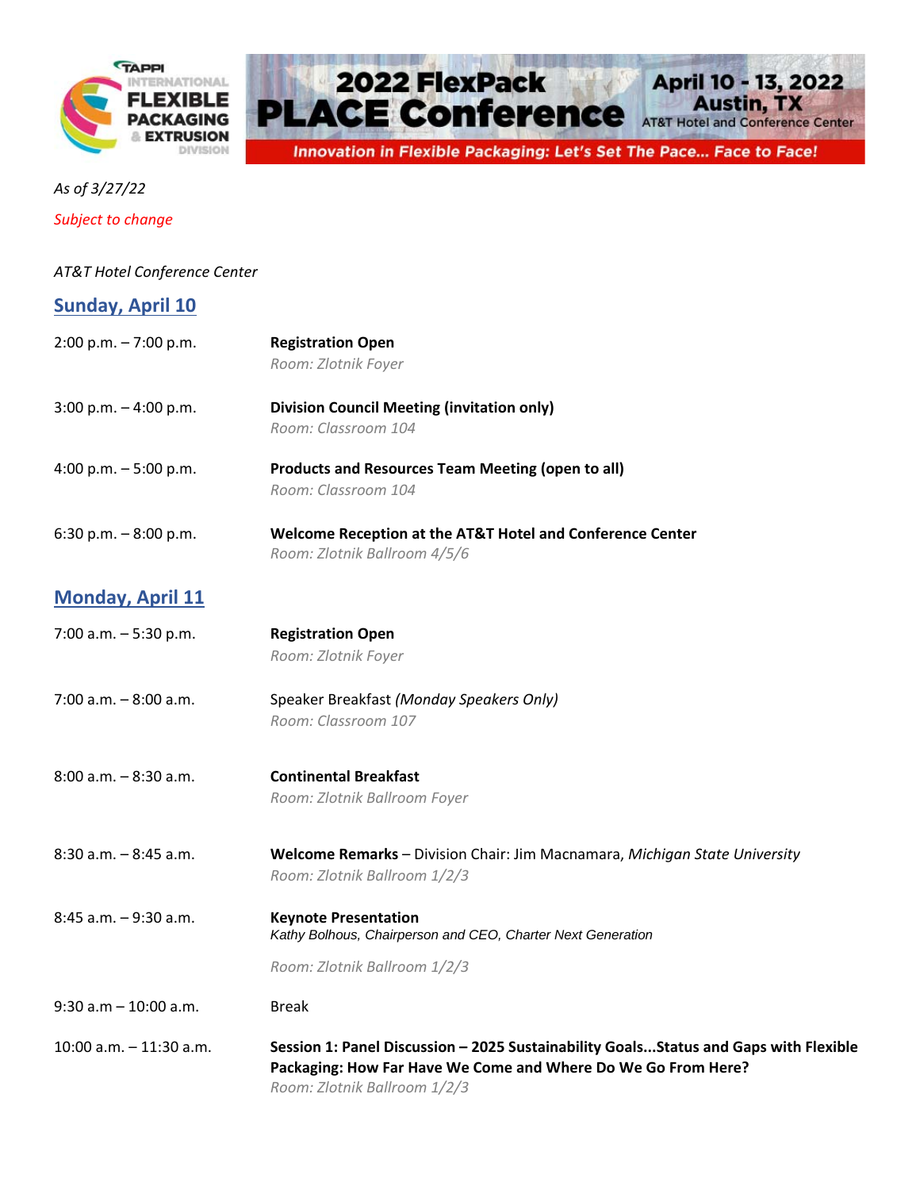**TAPPI INTERNATIONAL FLEXIBLE PACKAGING & EXTRUSION DIVISION**

# 2022 FlexPack PLACE Conference

**April 10 - 13, 2022**
**Austin, TX**
AT&T Hotel and Conference Center

*Innovation in Flexible Packaging: Let's Set The Pace... Face to Face!*

*As of 3/27/22*

*Subject to change*

*AT&T Hotel Conference Center*

## Sunday, April 10

2:00 p.m. – 7:00 p.m. — **Registration Open**
*Room: Zlotnik Foyer*

3:00 p.m. – 4:00 p.m. — **Division Council Meeting (invitation only)**
*Room: Classroom 104*

4:00 p.m. – 5:00 p.m. — **Products and Resources Team Meeting (open to all)**
*Room: Classroom 104*

6:30 p.m. – 8:00 p.m. — **Welcome Reception at the AT&T Hotel and Conference Center**
*Room: Zlotnik Ballroom 4/5/6*

## Monday, April 11

7:00 a.m. – 5:30 p.m. — **Registration Open**
*Room: Zlotnik Foyer*

7:00 a.m. – 8:00 a.m. — Speaker Breakfast *(Monday Speakers Only)*
*Room: Classroom 107*

8:00 a.m. – 8:30 a.m. — **Continental Breakfast**
*Room: Zlotnik Ballroom Foyer*

8:30 a.m. – 8:45 a.m. — **Welcome Remarks** – Division Chair: Jim Macnamara, *Michigan State University*
*Room: Zlotnik Ballroom 1/2/3*

8:45 a.m. – 9:30 a.m. — **Keynote Presentation**
*Kathy Bolhous, Chairperson and CEO, Charter Next Generation*
*Room: Zlotnik Ballroom 1/2/3*

9:30 a.m – 10:00 a.m. — Break

10:00 a.m. – 11:30 a.m. — **Session 1: Panel Discussion – 2025 Sustainability Goals...Status and Gaps with Flexible Packaging: How Far Have We Come and Where Do We Go From Here?**
*Room: Zlotnik Ballroom 1/2/3*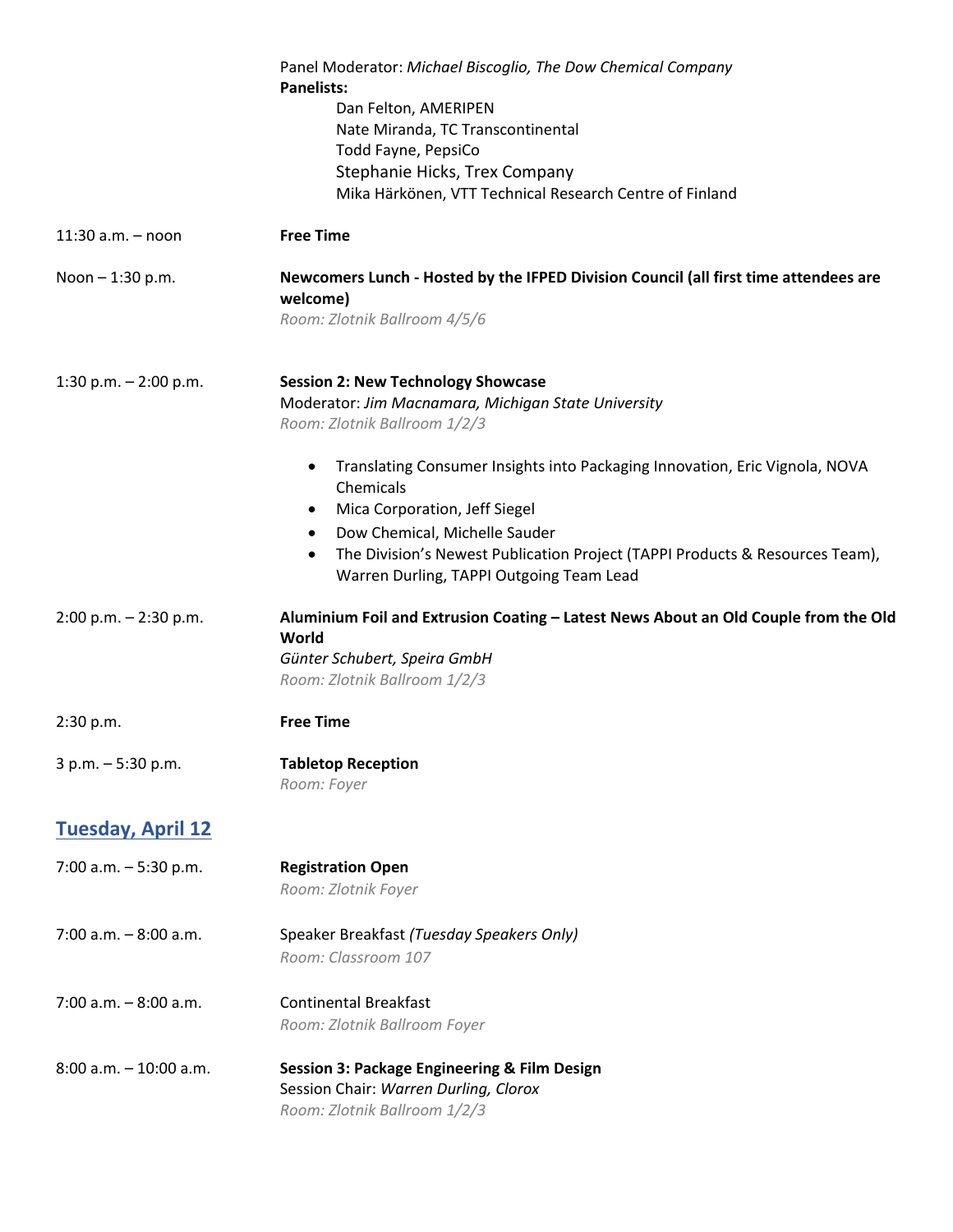Panel Moderator: *Michael Biscoglio, The Dow Chemical Company*

**Panelists:**

Dan Felton, AMERIPEN
Nate Miranda, TC Transcontinental
Todd Fayne, PepsiCo
Stephanie Hicks, Trex Company
Mika Härkönen, VTT Technical Research Centre of Finland

11:30 a.m. – noon **Free Time**

Noon – 1:30 p.m. **Newcomers Lunch - Hosted by the IFPED Division Council (all first time attendees are welcome)**
*Room: Zlotnik Ballroom 4/5/6*

1:30 p.m. – 2:00 p.m. **Session 2: New Technology Showcase**
Moderator: *Jim Macnamara, Michigan State University*
*Room: Zlotnik Ballroom 1/2/3*

- Translating Consumer Insights into Packaging Innovation, Eric Vignola, NOVA Chemicals
- Mica Corporation, Jeff Siegel
- Dow Chemical, Michelle Sauder
- The Division's Newest Publication Project (TAPPI Products & Resources Team), Warren Durling, TAPPI Outgoing Team Lead

2:00 p.m. – 2:30 p.m. **Aluminium Foil and Extrusion Coating – Latest News About an Old Couple from the Old World**
*Günter Schubert, Speira GmbH*
*Room: Zlotnik Ballroom 1/2/3*

2:30 p.m. **Free Time**

3 p.m. – 5:30 p.m. **Tabletop Reception**
*Room: Foyer*

## Tuesday, April 12

7:00 a.m. – 5:30 p.m. **Registration Open**
*Room: Zlotnik Foyer*

7:00 a.m. – 8:00 a.m. Speaker Breakfast *(Tuesday Speakers Only)*
*Room: Classroom 107*

7:00 a.m. – 8:00 a.m. Continental Breakfast
*Room: Zlotnik Ballroom Foyer*

8:00 a.m. – 10:00 a.m. **Session 3: Package Engineering & Film Design**
Session Chair: *Warren Durling, Clorox*
*Room: Zlotnik Ballroom 1/2/3*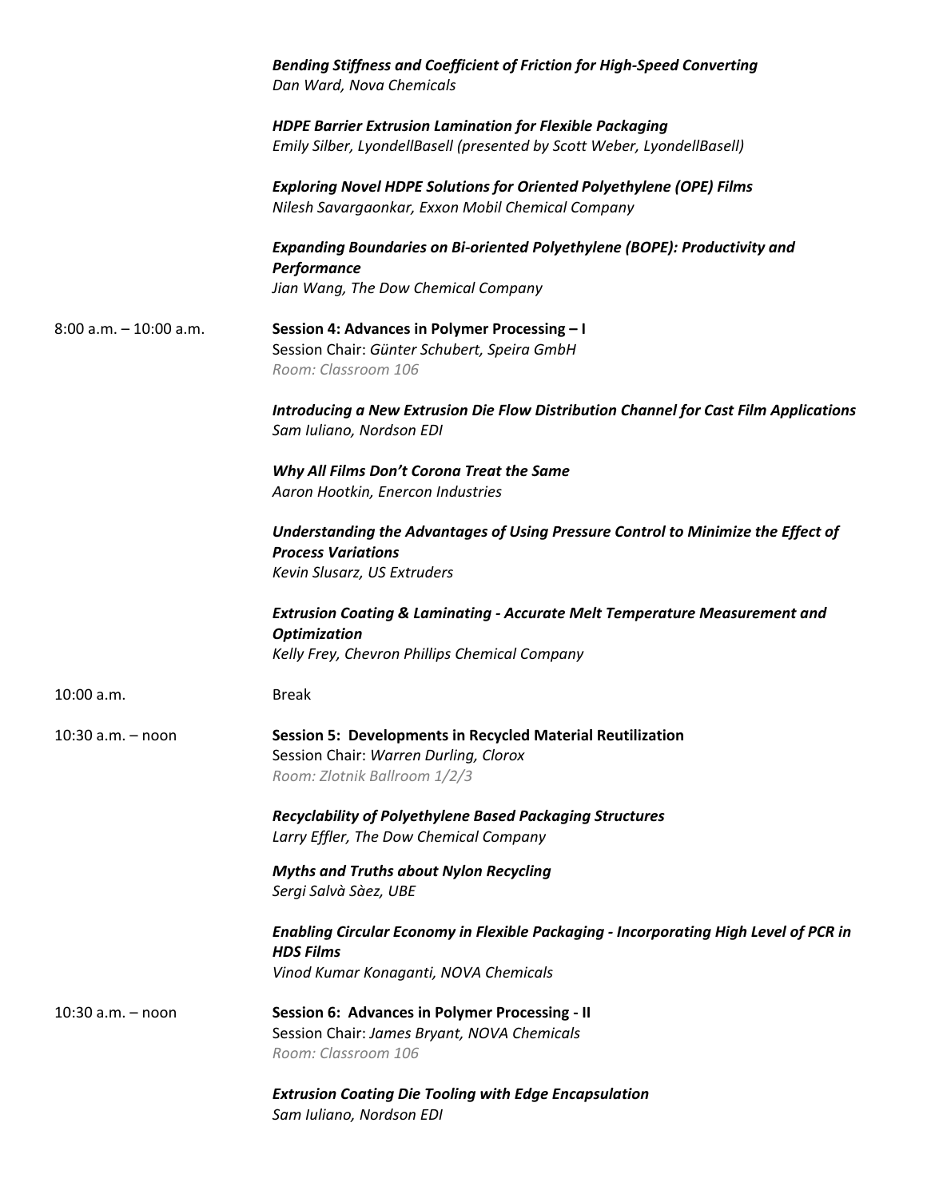***Bending Stiffness and Coefficient of Friction for High-Speed Converting***
*Dan Ward, Nova Chemicals*

***HDPE Barrier Extrusion Lamination for Flexible Packaging***
*Emily Silber, LyondellBasell (presented by Scott Weber, LyondellBasell)*

***Exploring Novel HDPE Solutions for Oriented Polyethylene (OPE) Films***
*Nilesh Savargaonkar, Exxon Mobil Chemical Company*

***Expanding Boundaries on Bi-oriented Polyethylene (BOPE): Productivity and Performance***
*Jian Wang, The Dow Chemical Company*

8:00 a.m. – 10:00 a.m.

**Session 4: Advances in Polymer Processing – I**
Session Chair: *Günter Schubert, Speira GmbH*
*Room: Classroom 106*

***Introducing a New Extrusion Die Flow Distribution Channel for Cast Film Applications***
*Sam Iuliano, Nordson EDI*

***Why All Films Don't Corona Treat the Same***
*Aaron Hootkin, Enercon Industries*

***Understanding the Advantages of Using Pressure Control to Minimize the Effect of Process Variations***
*Kevin Slusarz, US Extruders*

***Extrusion Coating & Laminating - Accurate Melt Temperature Measurement and Optimization***
*Kelly Frey, Chevron Phillips Chemical Company*

10:00 a.m.

Break

10:30 a.m. – noon

**Session 5: Developments in Recycled Material Reutilization**
Session Chair: *Warren Durling, Clorox*
*Room: Zlotnik Ballroom 1/2/3*

***Recyclability of Polyethylene Based Packaging Structures***
*Larry Effler, The Dow Chemical Company*

***Myths and Truths about Nylon Recycling***
*Sergi Salvà Sàez, UBE*

***Enabling Circular Economy in Flexible Packaging - Incorporating High Level of PCR in HDS Films***
*Vinod Kumar Konaganti, NOVA Chemicals*

10:30 a.m. – noon

**Session 6: Advances in Polymer Processing - II**
Session Chair: *James Bryant, NOVA Chemicals*
*Room: Classroom 106*

***Extrusion Coating Die Tooling with Edge Encapsulation***
*Sam Iuliano, Nordson EDI*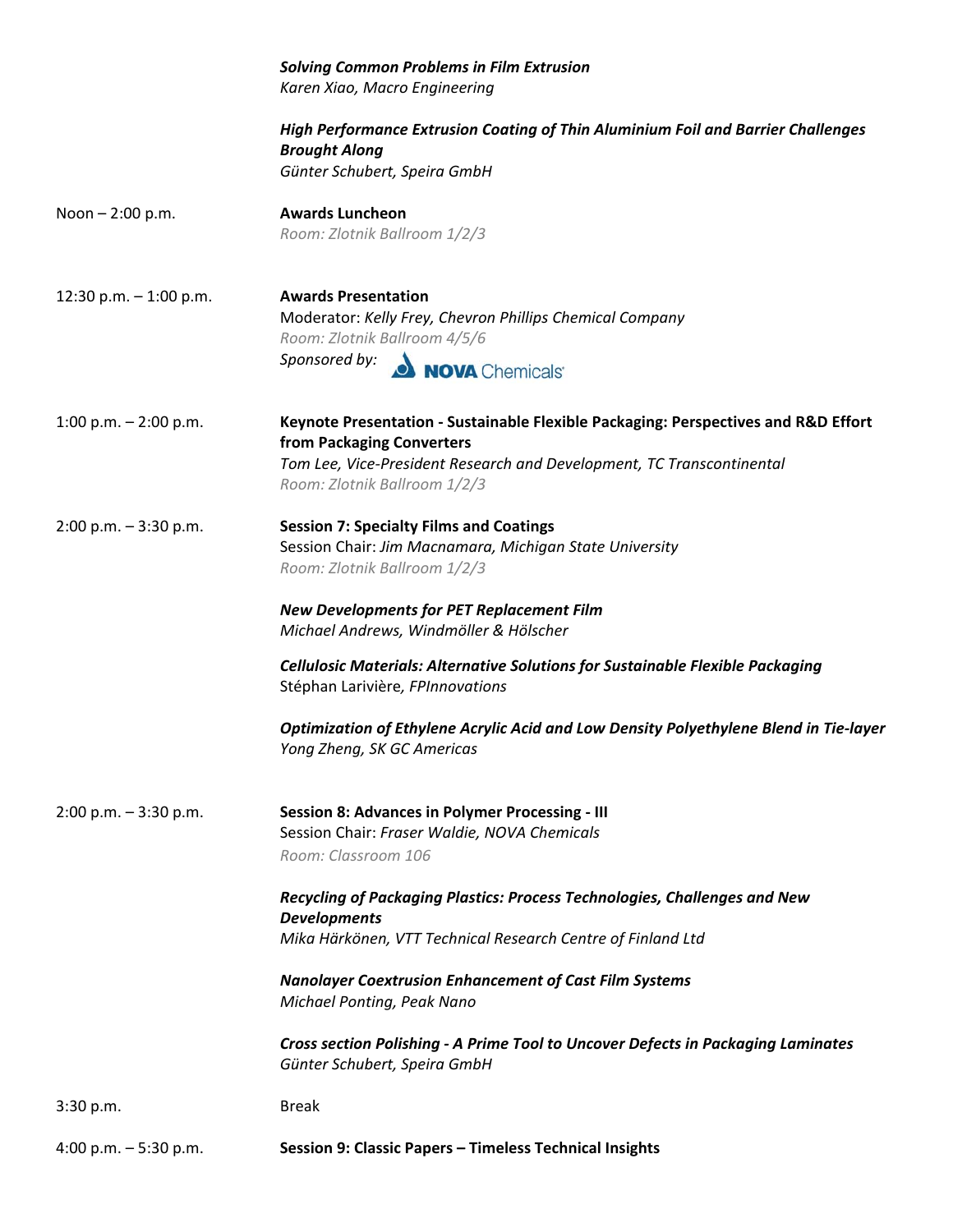***Solving Common Problems in Film Extrusion***
*Karen Xiao, Macro Engineering*

***High Performance Extrusion Coating of Thin Aluminium Foil and Barrier Challenges Brought Along***
*Günter Schubert, Speira GmbH*

Noon – 2:00 p.m.

**Awards Luncheon**
*Room: Zlotnik Ballroom 1/2/3*

12:30 p.m. – 1:00 p.m.

**Awards Presentation**
Moderator: *Kelly Frey, Chevron Phillips Chemical Company*
*Room: Zlotnik Ballroom 4/5/6*
*Sponsored by:* NOVA Chemicals

1:00 p.m. – 2:00 p.m.

**Keynote Presentation - Sustainable Flexible Packaging: Perspectives and R&D Effort from Packaging Converters**
*Tom Lee, Vice-President Research and Development, TC Transcontinental*
*Room: Zlotnik Ballroom 1/2/3*

2:00 p.m. – 3:30 p.m.

**Session 7: Specialty Films and Coatings**
Session Chair: *Jim Macnamara, Michigan State University*
*Room: Zlotnik Ballroom 1/2/3*

***New Developments for PET Replacement Film***
*Michael Andrews, Windmöller & Hölscher*

***Cellulosic Materials: Alternative Solutions for Sustainable Flexible Packaging***
Stéphan Larivière*, FPInnovations*

***Optimization of Ethylene Acrylic Acid and Low Density Polyethylene Blend in Tie-layer***
*Yong Zheng, SK GC Americas*

2:00 p.m. – 3:30 p.m.

**Session 8: Advances in Polymer Processing - III**
Session Chair: *Fraser Waldie, NOVA Chemicals*
*Room: Classroom 106*

***Recycling of Packaging Plastics: Process Technologies, Challenges and New Developments***
*Mika Härkönen, VTT Technical Research Centre of Finland Ltd*

***Nanolayer Coextrusion Enhancement of Cast Film Systems***
*Michael Ponting, Peak Nano*

***Cross section Polishing - A Prime Tool to Uncover Defects in Packaging Laminates***
*Günter Schubert, Speira GmbH*

3:30 p.m.

Break

4:00 p.m. – 5:30 p.m.

**Session 9: Classic Papers – Timeless Technical Insights**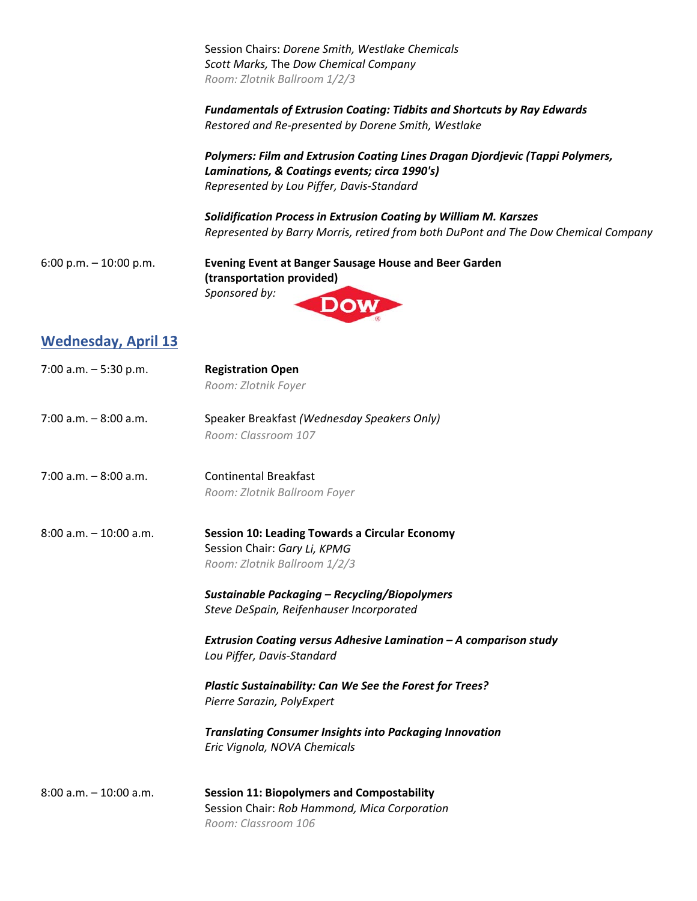Session Chairs: *Dorene Smith, Westlake Chemicals*
*Scott Marks,* The *Dow Chemical Company*
*Room: Zlotnik Ballroom 1/2/3*

***Fundamentals of Extrusion Coating: Tidbits and Shortcuts by Ray Edwards***
*Restored and Re-presented by Dorene Smith, Westlake*

***Polymers: Film and Extrusion Coating Lines Dragan Djordjevic (Tappi Polymers, Laminations, & Coatings events; circa 1990's)***
*Represented by Lou Piffer, Davis-Standard*

***Solidification Process in Extrusion Coating by William M. Karszes***
*Represented by Barry Morris, retired from both DuPont and The Dow Chemical Company*

6:00 p.m. – 10:00 p.m. **Evening Event at Banger Sausage House and Beer Garden (transportation provided)**
*Sponsored by:* DOW

## Wednesday, April 13

7:00 a.m. – 5:30 p.m. **Registration Open**
*Room: Zlotnik Foyer*

7:00 a.m. – 8:00 a.m. Speaker Breakfast *(Wednesday Speakers Only)*
*Room: Classroom 107*

7:00 a.m. – 8:00 a.m. Continental Breakfast
*Room: Zlotnik Ballroom Foyer*

8:00 a.m. – 10:00 a.m. **Session 10: Leading Towards a Circular Economy**
Session Chair: *Gary Li, KPMG*
*Room: Zlotnik Ballroom 1/2/3*

***Sustainable Packaging – Recycling/Biopolymers***
*Steve DeSpain, Reifenhauser Incorporated*

***Extrusion Coating versus Adhesive Lamination – A comparison study***
*Lou Piffer, Davis-Standard*

***Plastic Sustainability: Can We See the Forest for Trees?***
*Pierre Sarazin, PolyExpert*

***Translating Consumer Insights into Packaging Innovation***
*Eric Vignola, NOVA Chemicals*

8:00 a.m. – 10:00 a.m. **Session 11: Biopolymers and Compostability**
Session Chair: *Rob Hammond, Mica Corporation*
*Room: Classroom 106*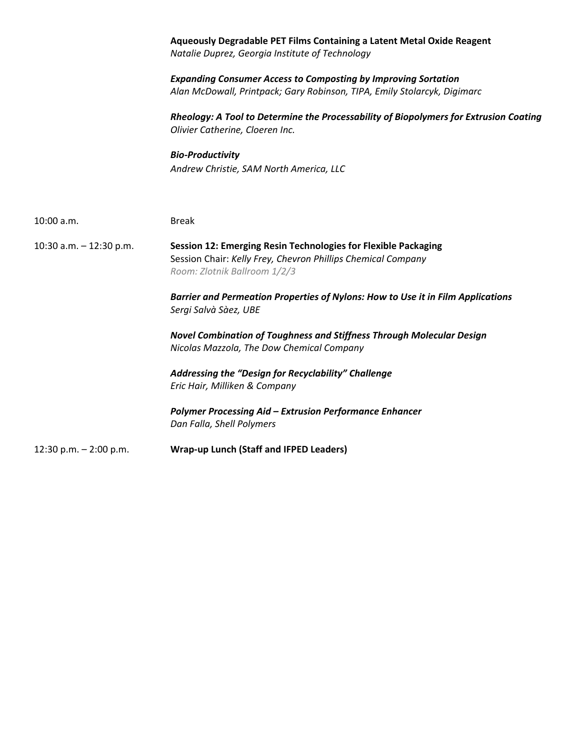**Aqueously Degradable PET Films Containing a Latent Metal Oxide Reagent**
*Natalie Duprez, Georgia Institute of Technology*

***Expanding Consumer Access to Composting by Improving Sortation***
*Alan McDowall, Printpack; Gary Robinson, TIPA, Emily Stolarcyk, Digimarc*

***Rheology: A Tool to Determine the Processability of Biopolymers for Extrusion Coating***
*Olivier Catherine, Cloeren Inc.*

***Bio-Productivity***
*Andrew Christie, SAM North America, LLC*

10:00 a.m. Break

10:30 a.m. – 12:30 p.m. **Session 12: Emerging Resin Technologies for Flexible Packaging**
Session Chair: *Kelly Frey, Chevron Phillips Chemical Company*
*Room: Zlotnik Ballroom 1/2/3*

***Barrier and Permeation Properties of Nylons: How to Use it in Film Applications***
*Sergi Salvà Sàez, UBE*

***Novel Combination of Toughness and Stiffness Through Molecular Design***
*Nicolas Mazzola, The Dow Chemical Company*

***Addressing the "Design for Recyclability" Challenge***
*Eric Hair, Milliken & Company*

***Polymer Processing Aid – Extrusion Performance Enhancer***
*Dan Falla, Shell Polymers*

12:30 p.m. – 2:00 p.m. **Wrap-up Lunch (Staff and IFPED Leaders)**